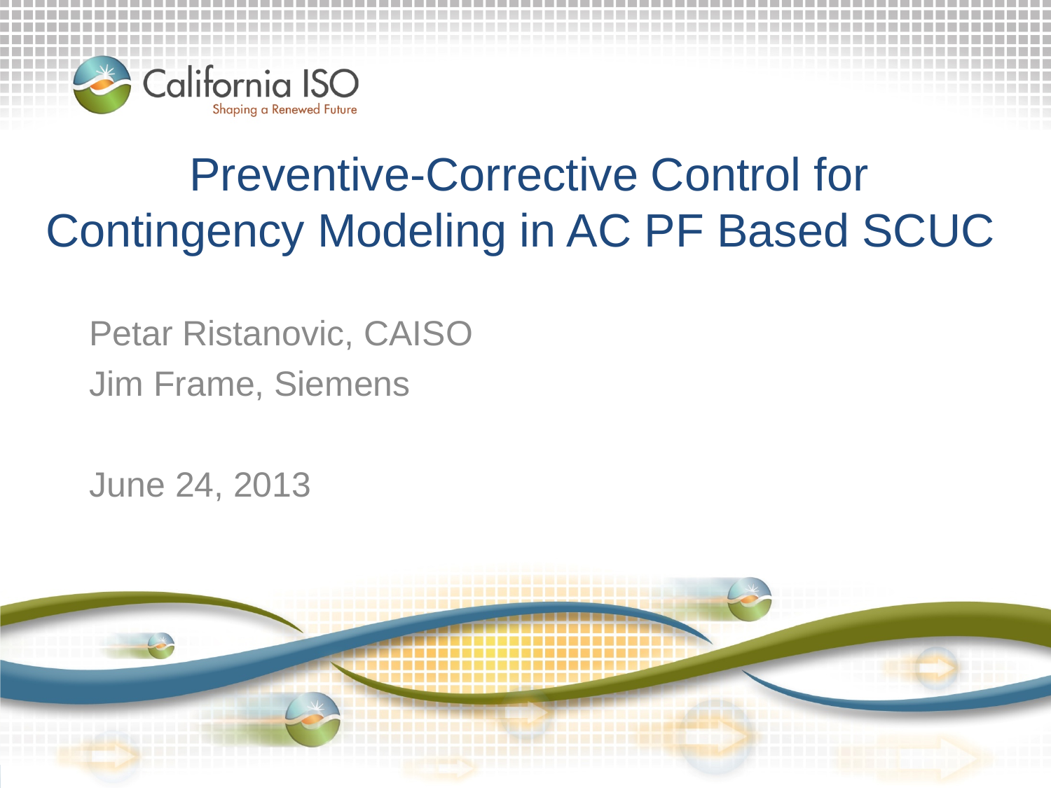# Preventive-Corrective Control for Contingency Modeling in AC PF Based SCUC

Petar Ristanovic, CAISO

Jim Frame, Siemens

June 24, 2013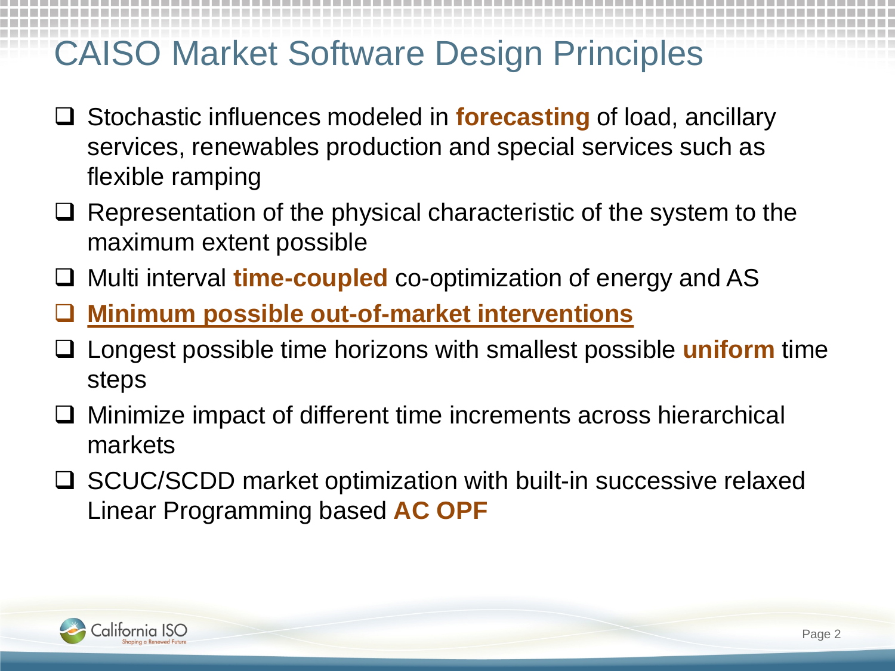# CAISO Market Software Design Principles

- Stochastic influences modeled in **forecasting** of load, ancillary services, renewables production and special services such as flexible ramping
- Representation of the physical characteristic of the system to the maximum extent possible
- Multi interval **time-coupled** co-optimization of energy and AS
- **Minimum possible out-of-market interventions**
- Longest possible time horizons with smallest possible **uniform** time steps
- Minimize impact of different time increments across hierarchical markets
- SCUC/SCDD market optimization with built-in successive relaxed Linear Programming based **AC OPF**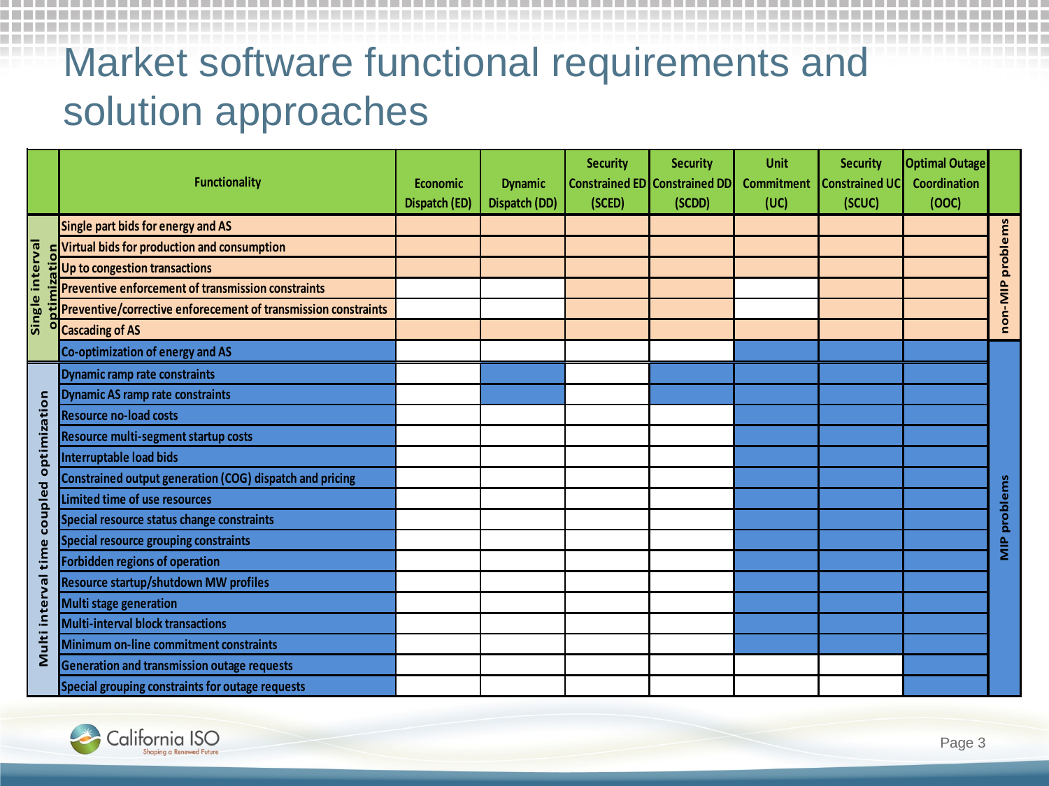# Market software functional requirements and solution approaches

| | Functionality | Economic Dispatch (ED) | Dynamic Dispatch (DD) | Security Constrained ED (SCED) | Security Constrained DD (SCDD) | Unit Commitment (UC) | Security Constrained UC (SCUC) | Optimal Outage Coordination (OOC) | |
|---|---|---|---|---|---|---|---|---|---|
| Single interval optimization | Single part bids for energy and AS | ● | ● | ● | ● | ● | ● | ● | non-MIP problems |
| | Virtual bids for production and consumption | ● | ● | ● | ● | ● | ● | ● | |
| | Up to congestion transactions | ● | ● | ● | ● | ● | ● | ● | |
| | Preventive enforcement of transmission constraints | | | ● | ● | | ● | ● | |
| | Preventive/corrective enforecement of transmission constraints | | | ● | ● | | ● | ● | |
| | Cascading of AS | ● | ● | ● | ● | ● | ● | ● | |
| | Co-optimization of energy and AS | | | | | ● | ● | ● | MIP problems |
| Multi interval time coupled optimization | Dynamic ramp rate constraints | | ● | | ● | ● | ● | ● | |
| | Dynamic AS ramp rate constraints | | ● | | ● | ● | ● | ● | |
| | Resource no-load costs | | | | | ● | ● | ● | |
| | Resource multi-segment startup costs | | | | | ● | ● | ● | |
| | Interruptable load bids | | | | | ● | ● | ● | |
| | Constrained output generation (COG) dispatch and pricing | | | | | ● | ● | ● | |
| | Limited time of use resources | | | | | ● | ● | ● | |
| | Special resource status change constraints | | | | | ● | ● | ● | |
| | Special resource grouping constraints | | | | | ● | ● | ● | |
| | Forbidden regions of operation | | | | | ● | ● | ● | |
| | Resource startup/shutdown MW profiles | | | | | ● | ● | ● | |
| | Multi stage generation | | | | | ● | ● | ● | |
| | Multi-interval block transactions | | | | | ● | ● | ● | |
| | Minimum on-line commitment constraints | | | | | ● | ● | ● | |
| | Generation and transmission outage requests | | | | | | | ● | |
| | Special grouping constraints for outage requests | | | | | | | ● | |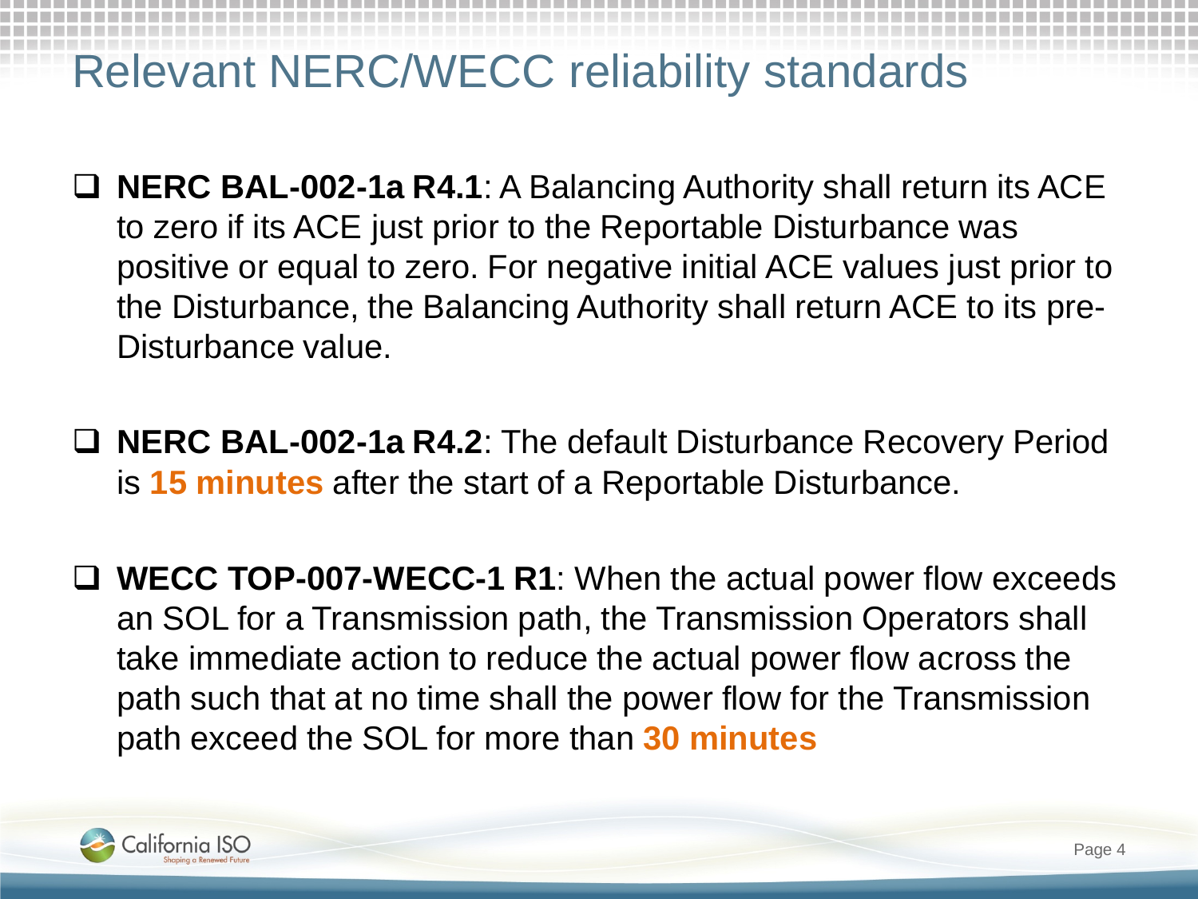# Relevant NERC/WECC reliability standards

- **NERC BAL-002-1a R4.1**: A Balancing Authority shall return its ACE to zero if its ACE just prior to the Reportable Disturbance was positive or equal to zero. For negative initial ACE values just prior to the Disturbance, the Balancing Authority shall return ACE to its pre-Disturbance value.

- **NERC BAL-002-1a R4.2**: The default Disturbance Recovery Period is **15 minutes** after the start of a Reportable Disturbance.

- **WECC TOP-007-WECC-1 R1**: When the actual power flow exceeds an SOL for a Transmission path, the Transmission Operators shall take immediate action to reduce the actual power flow across the path such that at no time shall the power flow for the Transmission path exceed the SOL for more than **30 minutes**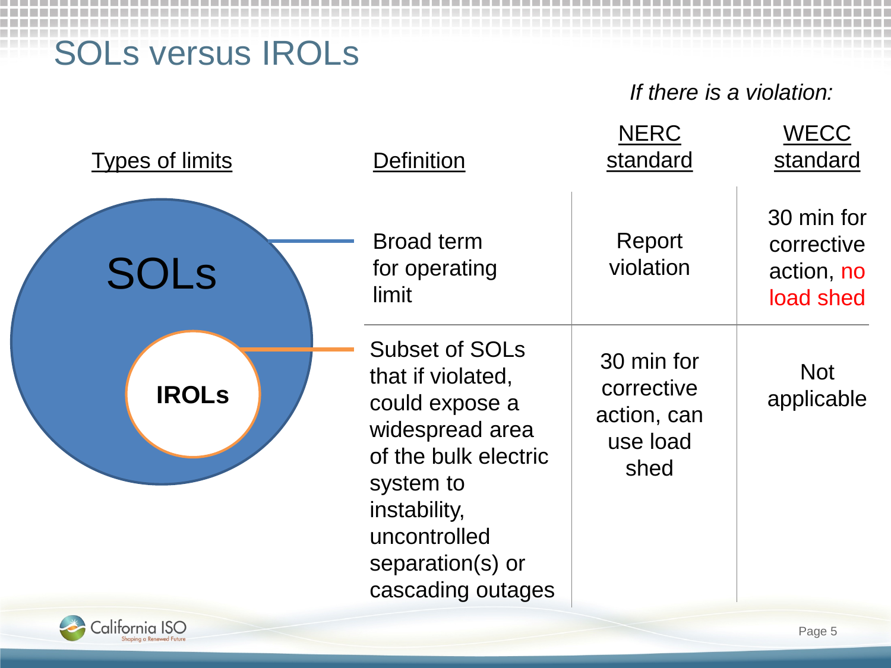# SOLs versus IROLs

*If there is a violation:*

| Types of limits | Definition | NERC standard | WECC standard |
| --- | --- | --- | --- |
| SOLs | Broad term for operating limit | Report violation | 30 min for corrective action, no load shed |
| IROLs | Subset of SOLs that if violated, could expose a widespread area of the bulk electric system to instability, uncontrolled separation(s) or cascading outages | 30 min for corrective action, can use load shed | Not applicable |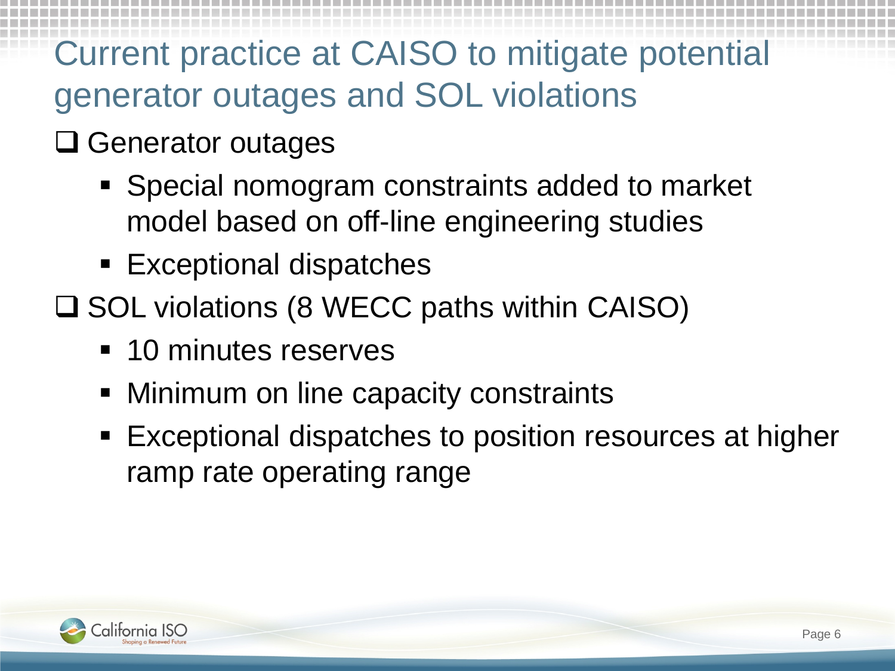# Current practice at CAISO to mitigate potential generator outages and SOL violations

- Generator outages
  - Special nomogram constraints added to market model based on off-line engineering studies
  - Exceptional dispatches
- SOL violations (8 WECC paths within CAISO)
  - 10 minutes reserves
  - Minimum on line capacity constraints
  - Exceptional dispatches to position resources at higher ramp rate operating range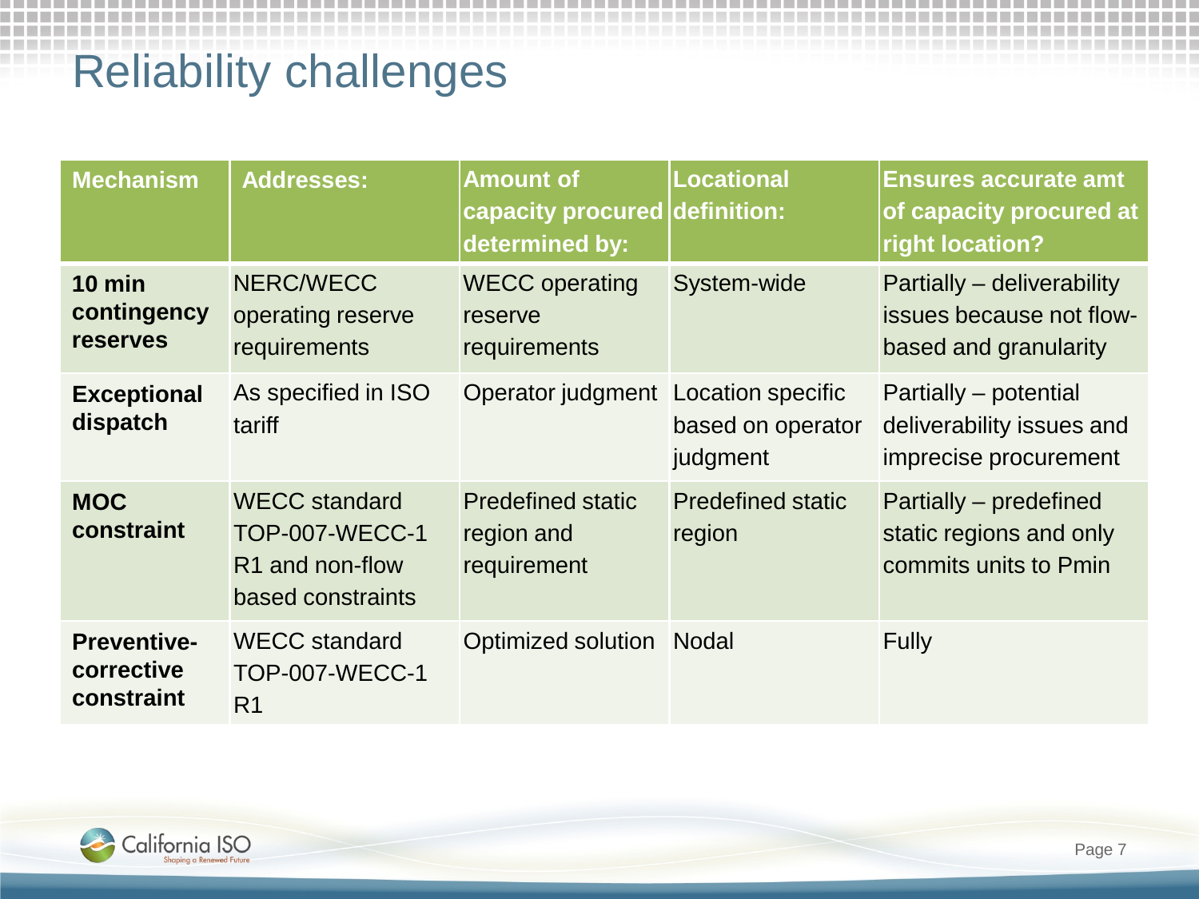# Reliability challenges

| Mechanism | Addresses: | Amount of capacity procured determined by: | Locational definition: | Ensures accurate amt of capacity procured at right location? |
|---|---|---|---|---|
| **10 min contingency reserves** | NERC/WECC operating reserve requirements | WECC operating reserve requirements | System-wide | Partially – deliverability issues because not flow-based and granularity |
| **Exceptional dispatch** | As specified in ISO tariff | Operator judgment | Location specific based on operator judgment | Partially – potential deliverability issues and imprecise procurement |
| **MOC constraint** | WECC standard TOP-007-WECC-1 R1 and non-flow based constraints | Predefined static region and requirement | Predefined static region | Partially – predefined static regions and only commits units to Pmin |
| **Preventive-corrective constraint** | WECC standard TOP-007-WECC-1 R1 | Optimized solution | Nodal | Fully |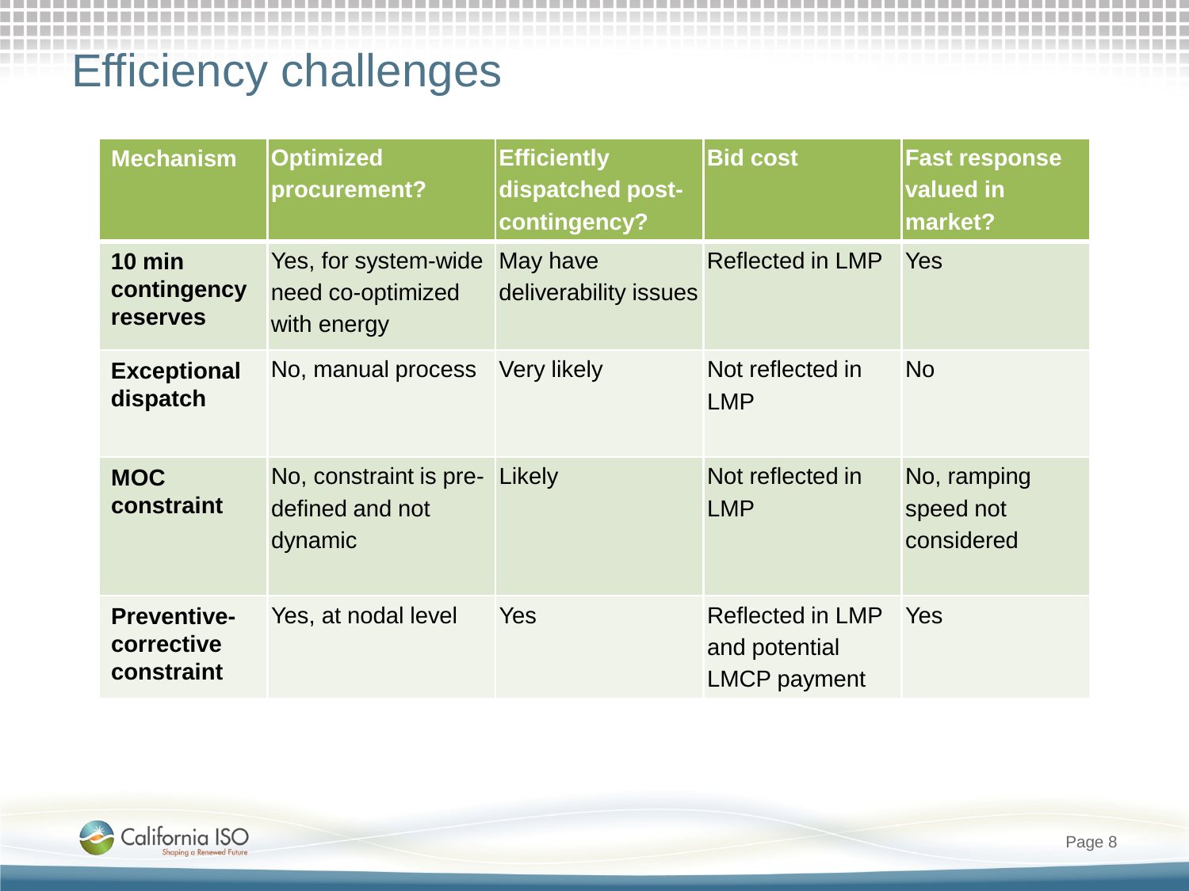# Efficiency challenges

| Mechanism | Optimized procurement? | Efficiently dispatched post-contingency? | Bid cost | Fast response valued in market? |
|---|---|---|---|---|
| **10 min contingency reserves** | Yes, for system-wide need co-optimized with energy | May have deliverability issues | Reflected in LMP | Yes |
| **Exceptional dispatch** | No, manual process | Very likely | Not reflected in LMP | No |
| **MOC constraint** | No, constraint is pre-defined and not dynamic | Likely | Not reflected in LMP | No, ramping speed not considered |
| **Preventive-corrective constraint** | Yes, at nodal level | Yes | Reflected in LMP and potential LMCP payment | Yes |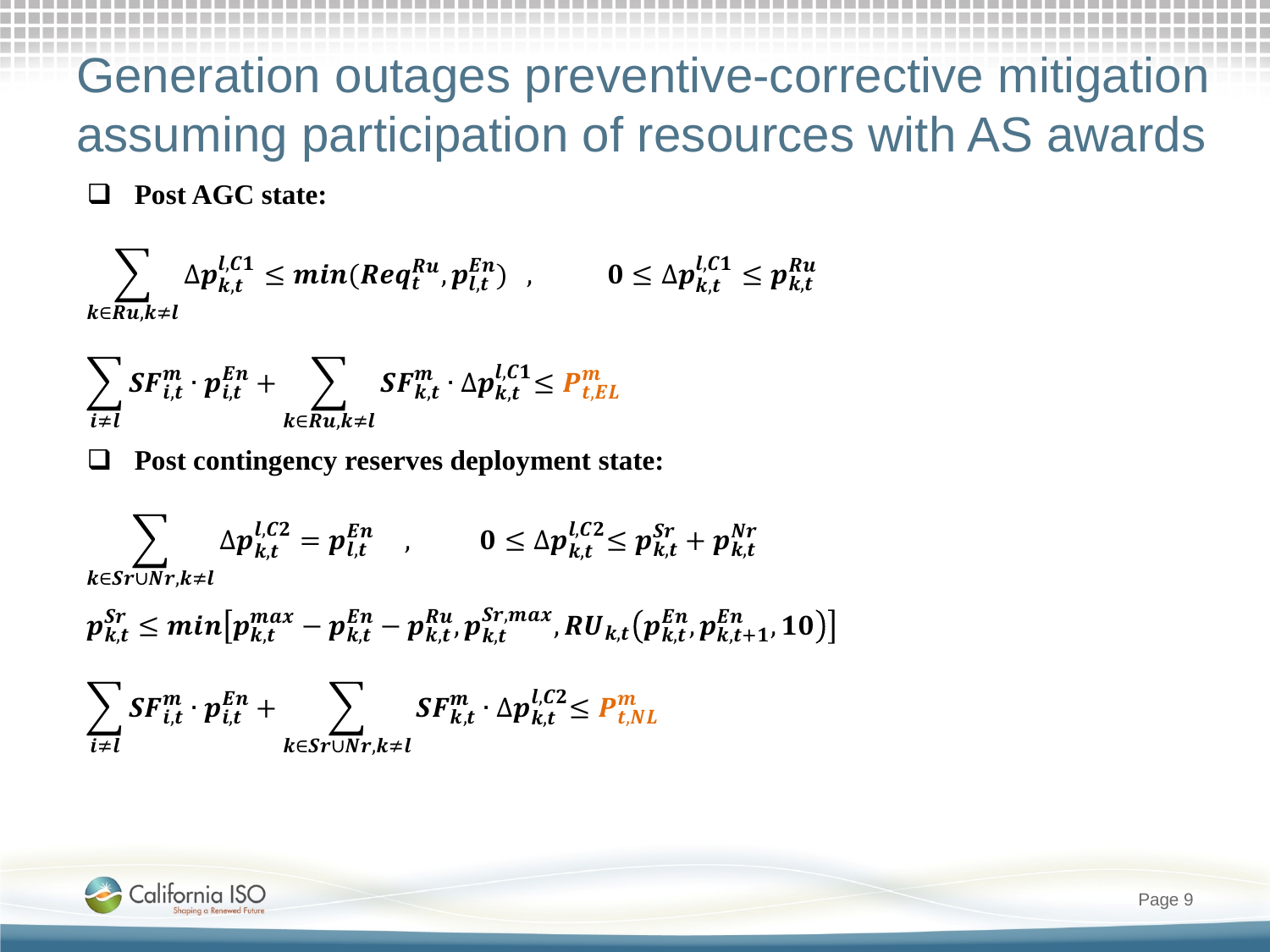# Generation outages preventive-corrective mitigation assuming participation of resources with AS awards

- **Post AGC state:**

$$\sum_{k \in Ru, k \neq l} \Delta p_{k,t}^{l,C1} \leq min(Req_t^{Ru}, p_{l,t}^{En}) \quad , \qquad 0 \leq \Delta p_{k,t}^{l,C1} \leq p_{k,t}^{Ru}$$

$$\sum_{i \neq l} SF_{i,t}^{m} \cdot p_{i,t}^{En} + \sum_{k \in Ru, k \neq l} SF_{k,t}^{m} \cdot \Delta p_{k,t}^{l,C1} \leq P_{t,EL}^{m}$$

- **Post contingency reserves deployment state:**

$$\sum_{k \in Sr \cup Nr, k \neq l} \Delta p_{k,t}^{l,C2} = p_{l,t}^{En} \quad , \qquad 0 \leq \Delta p_{k,t}^{l,C2} \leq p_{k,t}^{Sr} + p_{k,t}^{Nr}$$

$$p_{k,t}^{Sr} \leq min\left[p_{k,t}^{max} - p_{k,t}^{En} - p_{k,t}^{Ru}, p_{k,t}^{Sr,max}, RU_{k,t}\left(p_{k,t}^{En}, p_{k,t+1}^{En}, 10\right)\right]$$

$$\sum_{i \neq l} SF_{i,t}^{m} \cdot p_{i,t}^{En} + \sum_{k \in Sr \cup Nr, k \neq l} SF_{k,t}^{m} \cdot \Delta p_{k,t}^{l,C2} \leq P_{t,NL}^{m}$$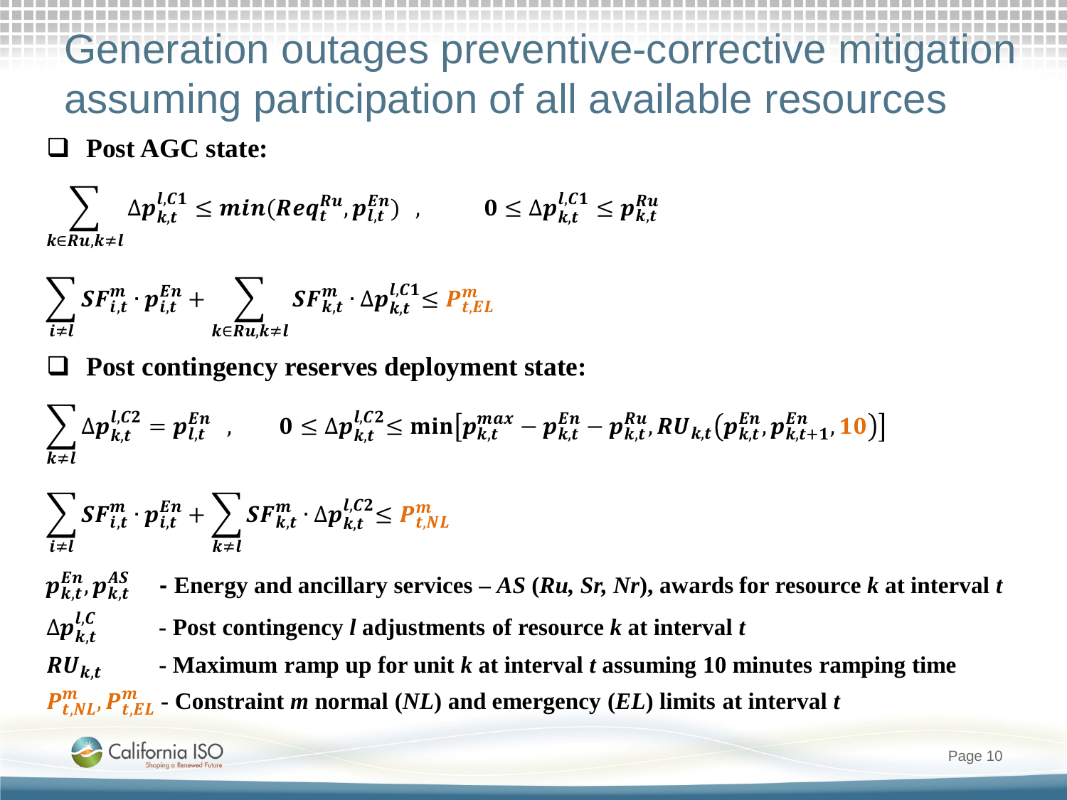# Generation outages preventive-corrective mitigation assuming participation of all available resources

- **Post AGC state:**

$$\sum_{k \in Ru, k \neq l} \Delta p_{k,t}^{l,C1} \leq min(Req_t^{Ru}, p_{l,t}^{En}) \quad , \qquad 0 \leq \Delta p_{k,t}^{l,C1} \leq p_{k,t}^{Ru}$$

$$\sum_{i \neq l} SF_{i,t}^{m} \cdot p_{i,t}^{En} + \sum_{k \in Ru, k \neq l} SF_{k,t}^{m} \cdot \Delta p_{k,t}^{l,C1} \leq P_{t,EL}^{m}$$

- **Post contingency reserves deployment state:**

$$\sum_{k \neq l} \Delta p_{k,t}^{l,C2} = p_{l,t}^{En} \quad , \qquad 0 \leq \Delta p_{k,t}^{l,C2} \leq \min\left[p_{k,t}^{max} - p_{k,t}^{En} - p_{k,t}^{Ru}, RU_{k,t}\left(p_{k,t}^{En}, p_{k,t+1}^{En}, 10\right)\right]$$

$$\sum_{i \neq l} SF_{i,t}^{m} \cdot p_{i,t}^{En} + \sum_{k \neq l} SF_{k,t}^{m} \cdot \Delta p_{k,t}^{l,C2} \leq P_{t,NL}^{m}$$

$p_{k,t}^{En}, p_{k,t}^{AS}$ **- Energy and ancillary services – *AS* (*Ru, Sr, Nr*), awards for resource *k* at interval *t***

$\Delta p_{k,t}^{l,C}$ **- Post contingency *l* adjustments of resource *k* at interval *t***

$RU_{k,t}$ **- Maximum ramp up for unit *k* at interval *t* assuming 10 minutes ramping time**

$P_{t,NL}^{m}, P_{t,EL}^{m}$ **- Constraint *m* normal (*NL*) and emergency (*EL*) limits at interval *t***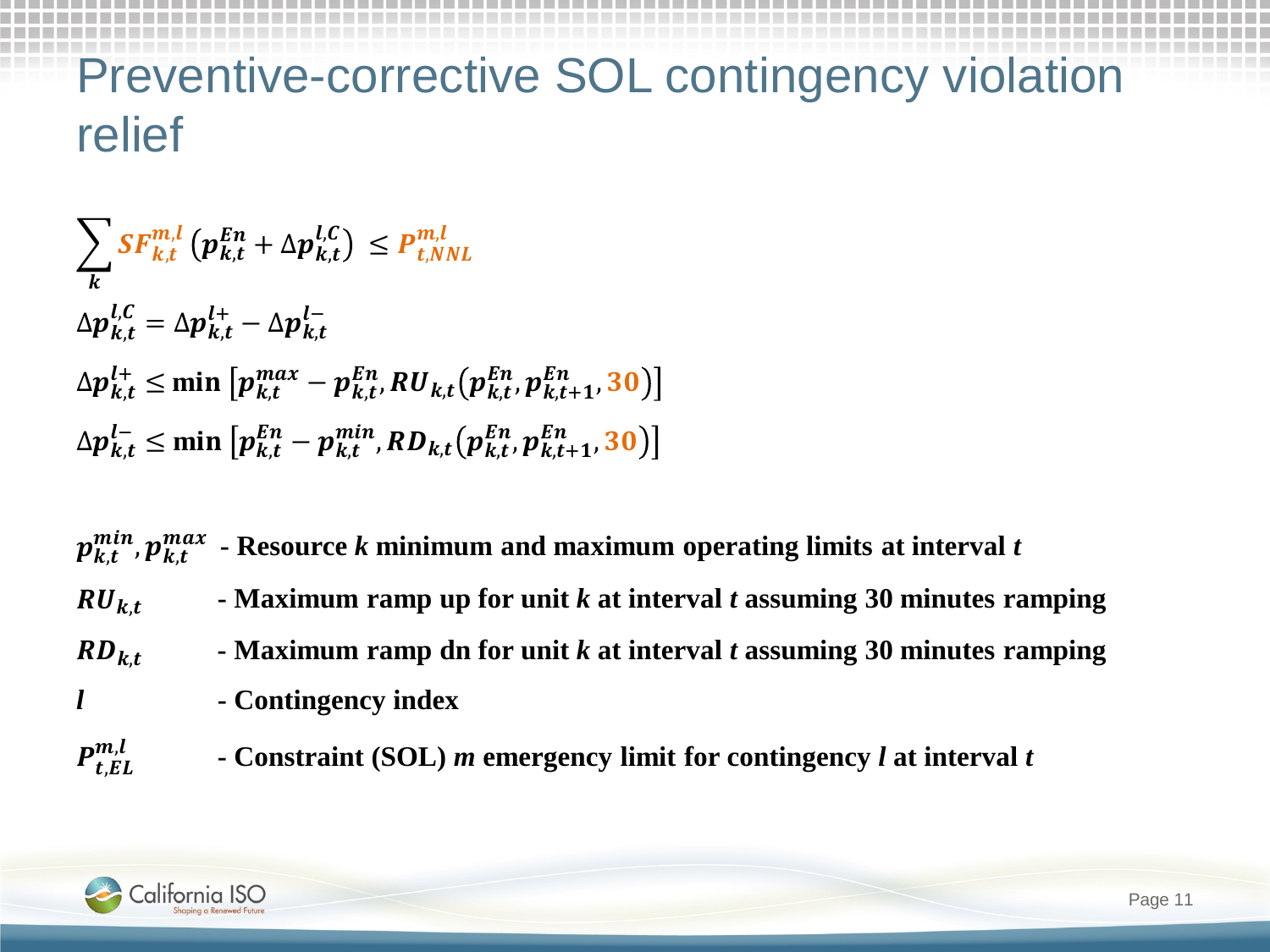# Preventive-corrective SOL contingency violation relief

$$\sum_{k} \boldsymbol{SF_{k,t}^{m,l}} \left(\boldsymbol{p_{k,t}^{En}} + \Delta \boldsymbol{p_{k,t}^{l,C}}\right) \leq \boldsymbol{P_{t,NNL}^{m,l}}$$

$$\Delta \boldsymbol{p_{k,t}^{l,C}} = \Delta \boldsymbol{p_{k,t}^{l+}} - \Delta \boldsymbol{p_{k,t}^{l-}}$$

$$\Delta \boldsymbol{p_{k,t}^{l+}} \leq \min\left[\boldsymbol{p_{k,t}^{max}} - \boldsymbol{p_{k,t}^{En}}, \boldsymbol{RU_{k,t}}\left(\boldsymbol{p_{k,t}^{En}}, \boldsymbol{p_{k,t+1}^{En}}, \mathbf{30}\right)\right]$$

$$\Delta \boldsymbol{p_{k,t}^{l-}} \leq \min\left[\boldsymbol{p_{k,t}^{En}} - \boldsymbol{p_{k,t}^{min}}, \boldsymbol{RD_{k,t}}\left(\boldsymbol{p_{k,t}^{En}}, \boldsymbol{p_{k,t+1}^{En}}, \mathbf{30}\right)\right]$$

- $p_{k,t}^{min}, p_{k,t}^{max}$ - **Resource *k* minimum and maximum operating limits at interval *t***
- $RU_{k,t}$ - **Maximum ramp up for unit *k* at interval *t* assuming 30 minutes ramping**
- $RD_{k,t}$ - **Maximum ramp dn for unit *k* at interval *t* assuming 30 minutes ramping**
- $l$ - **Contingency index**
- $P_{t,EL}^{m,l}$ - **Constraint (SOL) *m* emergency limit for contingency *l* at interval *t***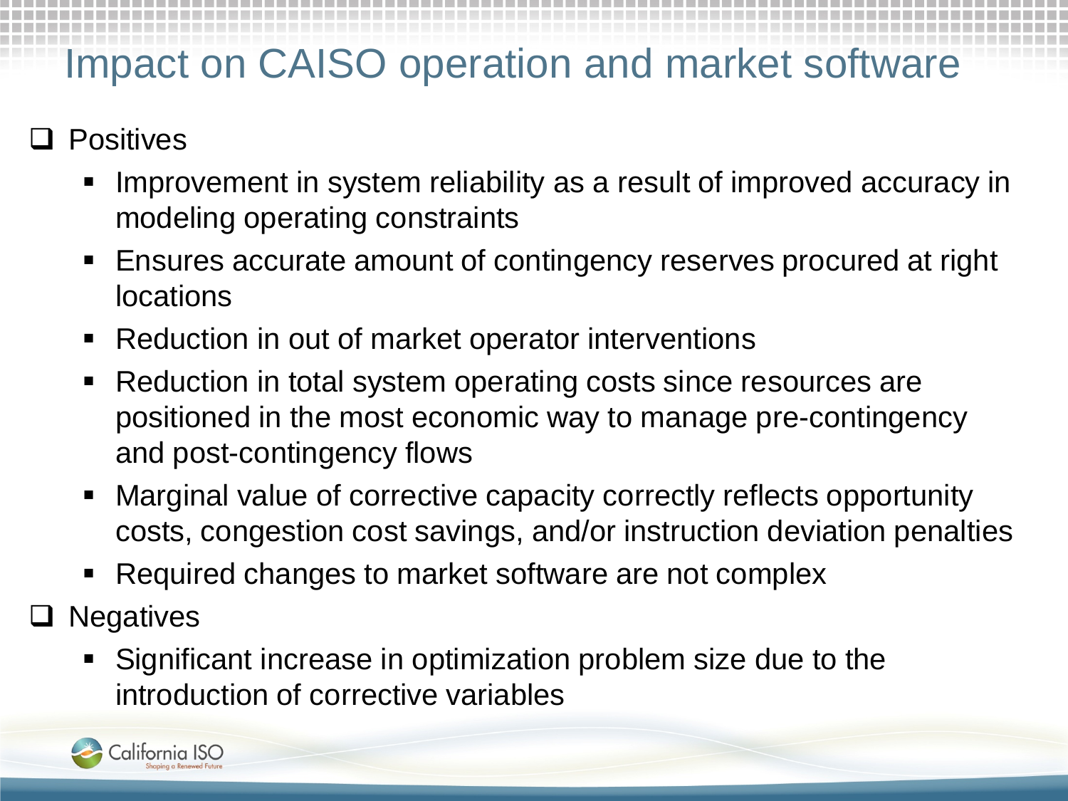# Impact on CAISO operation and market software

- Positives
  - Improvement in system reliability as a result of improved accuracy in modeling operating constraints
  - Ensures accurate amount of contingency reserves procured at right locations
  - Reduction in out of market operator interventions
  - Reduction in total system operating costs since resources are positioned in the most economic way to manage pre-contingency and post-contingency flows
  - Marginal value of corrective capacity correctly reflects opportunity costs, congestion cost savings, and/or instruction deviation penalties
  - Required changes to market software are not complex
- Negatives
  - Significant increase in optimization problem size due to the introduction of corrective variables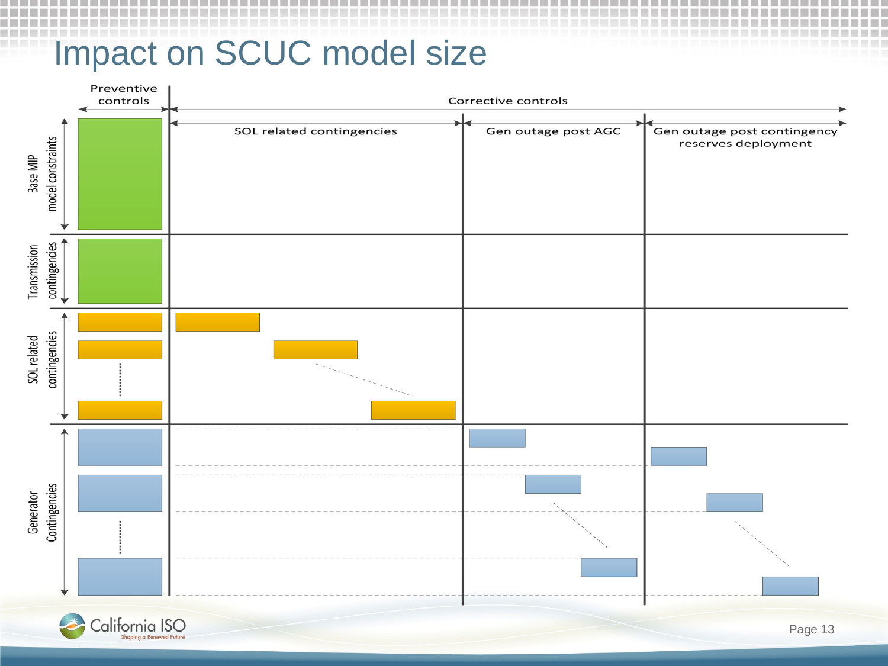# Impact on SCUC model size

Preventive controls

Corrective controls

SOL related contingencies

Gen outage post AGC

Gen outage post contingency reserves deployment

Base MIP model constraints

Transmission contingencies

SOL related contingencies

Generator Contingencies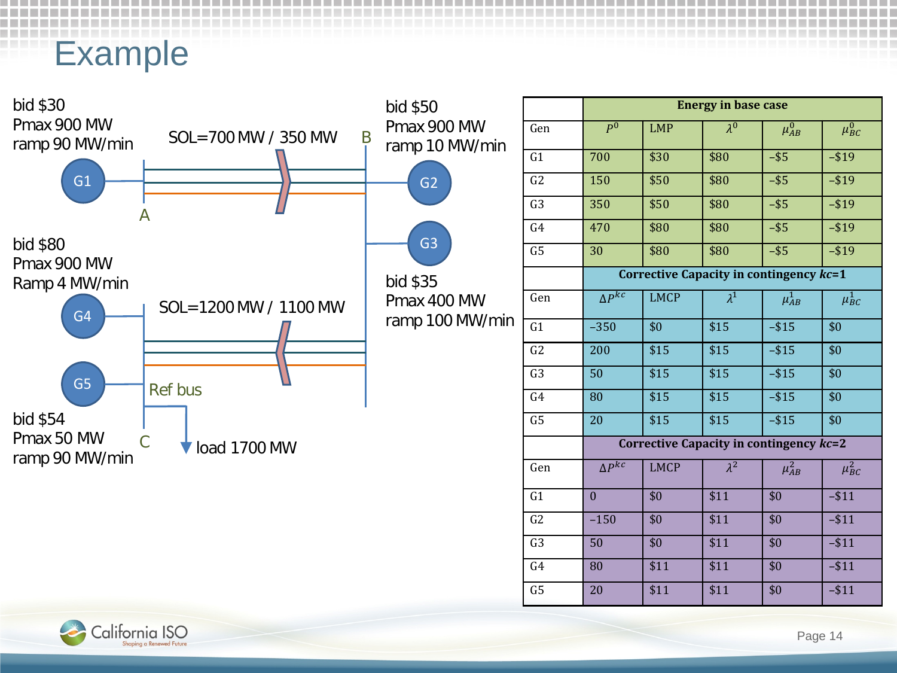# Example

bid $30
Pmax 900 MW
ramp 90 MW/min

G1 — A

SOL=700 MW / 350 MW

B

bid $50
Pmax 900 MW
ramp 10 MW/min

G2

G3

bid $35
Pmax 400 MW
ramp 100 MW/min

bid $80
Pmax 900 MW
Ramp 4 MW/min

G4

SOL=1200 MW / 1100 MW

G5 — Ref bus

bid $54
Pmax 50 MW
ramp 90 MW/min

C

load 1700 MW

| | **Energy in base case** | | | | |
|---|---|---|---|---|---|
| Gen | $P^0$ | LMP | $\lambda^0$ | $\mu_{AB}^0$ | $\mu_{BC}^0$ |
| G1 | 700 | $30 | $80 | –$5 | –$19 |
| G2 | 150 | $50 | $80 | –$5 | –$19 |
| G3 | 350 | $50 | $80 | –$5 | –$19 |
| G4 | 470 | $80 | $80 | –$5 | –$19 |
| G5 | 30 | $80 | $80 | –$5 | –$19 |
| | **Corrective Capacity in contingency** $kc$**=1** | | | | |
| Gen | $\Delta P^{kc}$ | LMCP | $\lambda^1$ | $\mu_{AB}^1$ | $\mu_{BC}^1$ |
| G1 | –350 | $0 | $15 | –$15 | $0 |
| G2 | 200 | $15 | $15 | –$15 | $0 |
| G3 | 50 | $15 | $15 | –$15 | $0 |
| G4 | 80 | $15 | $15 | –$15 | $0 |
| G5 | 20 | $15 | $15 | –$15 | $0 |
| | **Corrective Capacity in contingency** $kc$**=2** | | | | |
| Gen | $\Delta P^{kc}$ | LMCP | $\lambda^2$ | $\mu_{AB}^2$ | $\mu_{BC}^2$ |
| G1 | 0 | $0 | $11 | $0 | –$11 |
| G2 | –150 | $0 | $11 | $0 | –$11 |
| G3 | 50 | $0 | $11 | $0 | –$11 |
| G4 | 80 | $11 | $11 | $0 | –$11 |
| G5 | 20 | $11 | $11 | $0 | –$11 |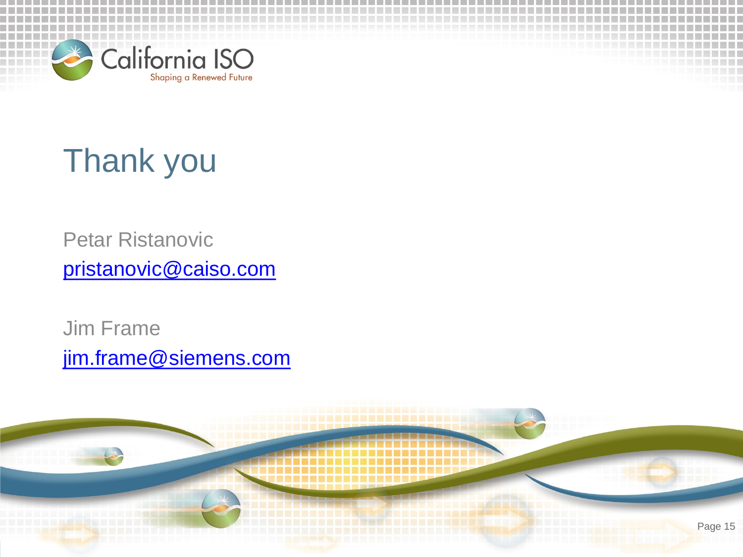# Thank you

Petar Ristanovic
pristanovic@caiso.com

Jim Frame
jim.frame@siemens.com